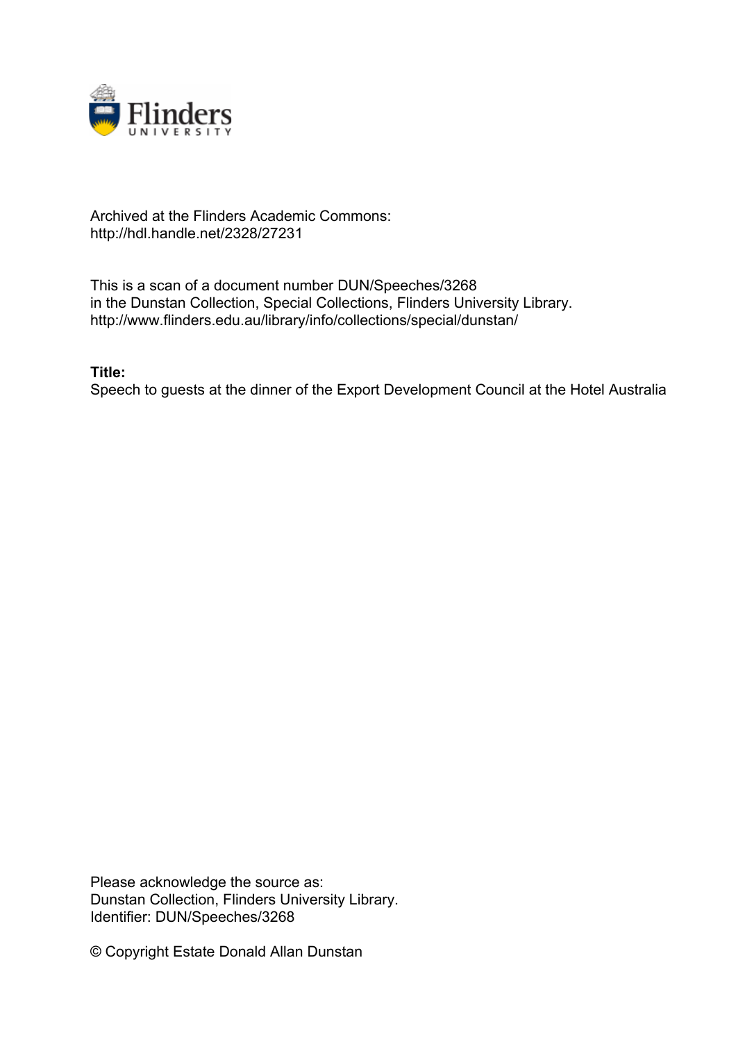Archived at the Flinders Academic Commons:
http://hdl.handle.net/2328/27231

This is a scan of a document number DUN/Speeches/3268
in the Dunstan Collection, Special Collections, Flinders University Library.
http://www.flinders.edu.au/library/info/collections/special/dunstan/

**Title:**
Speech to guests at the dinner of the Export Development Council at the Hotel Australia

Please acknowledge the source as:
Dunstan Collection, Flinders University Library.
Identifier: DUN/Speeches/3268

© Copyright Estate Donald Allan Dunstan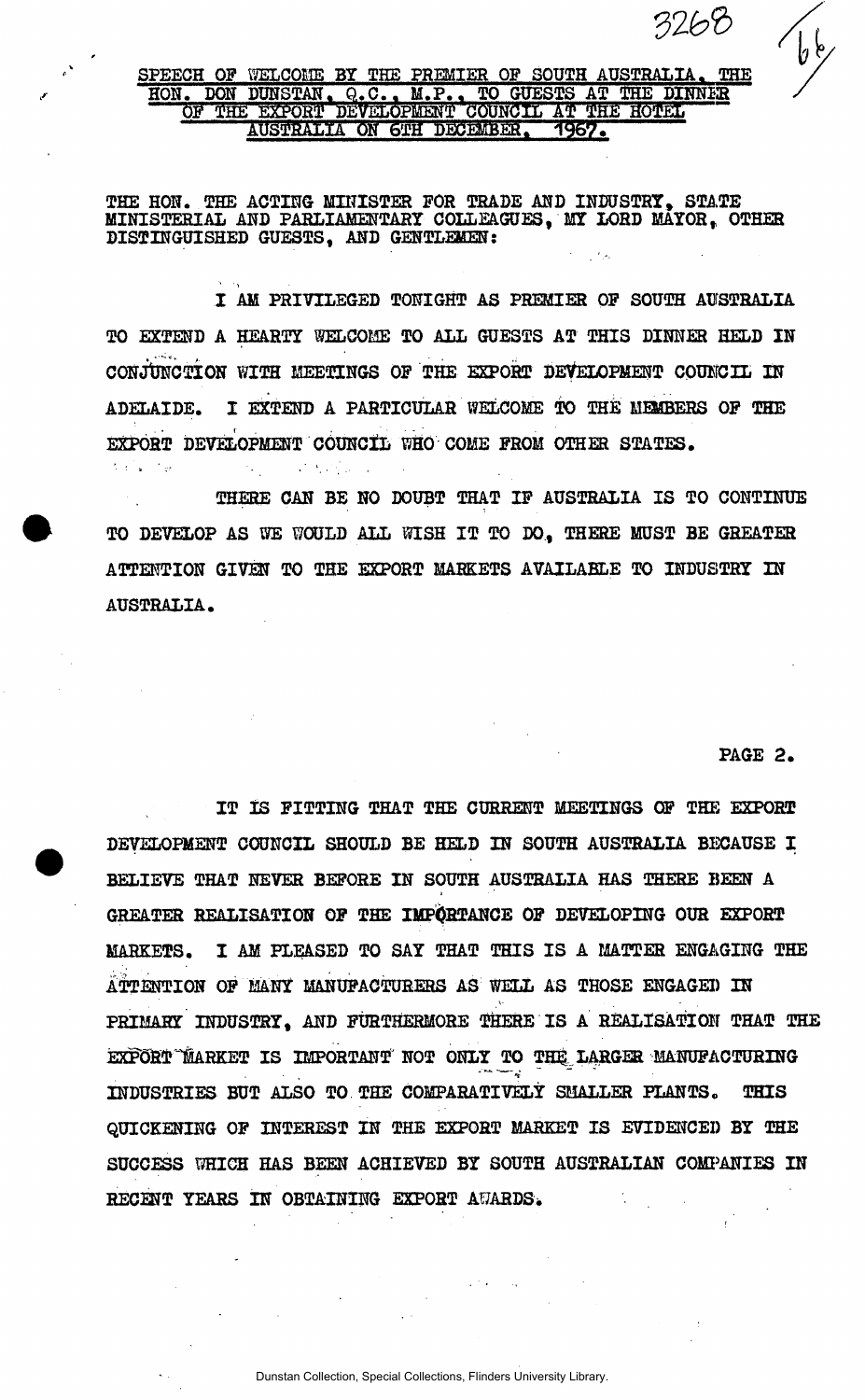# SPEECH OF WELCOME BY THE PREMIER OF SOUTH AUSTRALIA, THE HON. DON DUNSTAN, Q.C., M.P., TO GUESTS AT THE DINNER OF THE EXPORT DEVELOPMENT COUNCIL AT THE HOTEL AUSTRALIA ON 6TH DECEMBER, 1967.

THE HON. THE ACTING MINISTER FOR TRADE AND INDUSTRY, STATE MINISTERIAL AND PARLIAMENTARY COLLEAGUES, MY LORD MAYOR, OTHER DISTINGUISHED GUESTS, AND GENTLEMEN:

I AM PRIVILEGED TONIGHT AS PREMIER OF SOUTH AUSTRALIA TO EXTEND A HEARTY WELCOME TO ALL GUESTS AT THIS DINNER HELD IN CONJUNCTION WITH MEETINGS OF THE EXPORT DEVELOPMENT COUNCIL IN ADELAIDE. I EXTEND A PARTICULAR WELCOME TO THE MEMBERS OF THE EXPORT DEVELOPMENT COUNCIL WHO COME FROM OTHER STATES.

THERE CAN BE NO DOUBT THAT IF AUSTRALIA IS TO CONTINUE TO DEVELOP AS WE WOULD ALL WISH IT TO DO, THERE MUST BE GREATER ATTENTION GIVEN TO THE EXPORT MARKETS AVAILABLE TO INDUSTRY IN AUSTRALIA.

IT IS FITTING THAT THE CURRENT MEETINGS OF THE EXPORT DEVELOPMENT COUNCIL SHOULD BE HELD IN SOUTH AUSTRALIA BECAUSE I BELIEVE THAT NEVER BEFORE IN SOUTH AUSTRALIA HAS THERE BEEN A GREATER REALISATION OF THE IMPORTANCE OF DEVELOPING OUR EXPORT MARKETS. I AM PLEASED TO SAY THAT THIS IS A MATTER ENGAGING THE ATTENTION OF MANY MANUFACTURERS AS WELL AS THOSE ENGAGED IN PRIMARY INDUSTRY, AND FURTHERMORE THERE IS A REALISATION THAT THE EXPORT MARKET IS IMPORTANT NOT ONLY TO THE LARGER MANUFACTURING INDUSTRIES BUT ALSO TO THE COMPARATIVELY SMALLER PLANTS. THIS QUICKENING OF INTEREST IN THE EXPORT MARKET IS EVIDENCED BY THE SUCCESS WHICH HAS BEEN ACHIEVED BY SOUTH AUSTRALIAN COMPANIES IN RECENT YEARS IN OBTAINING EXPORT AWARDS.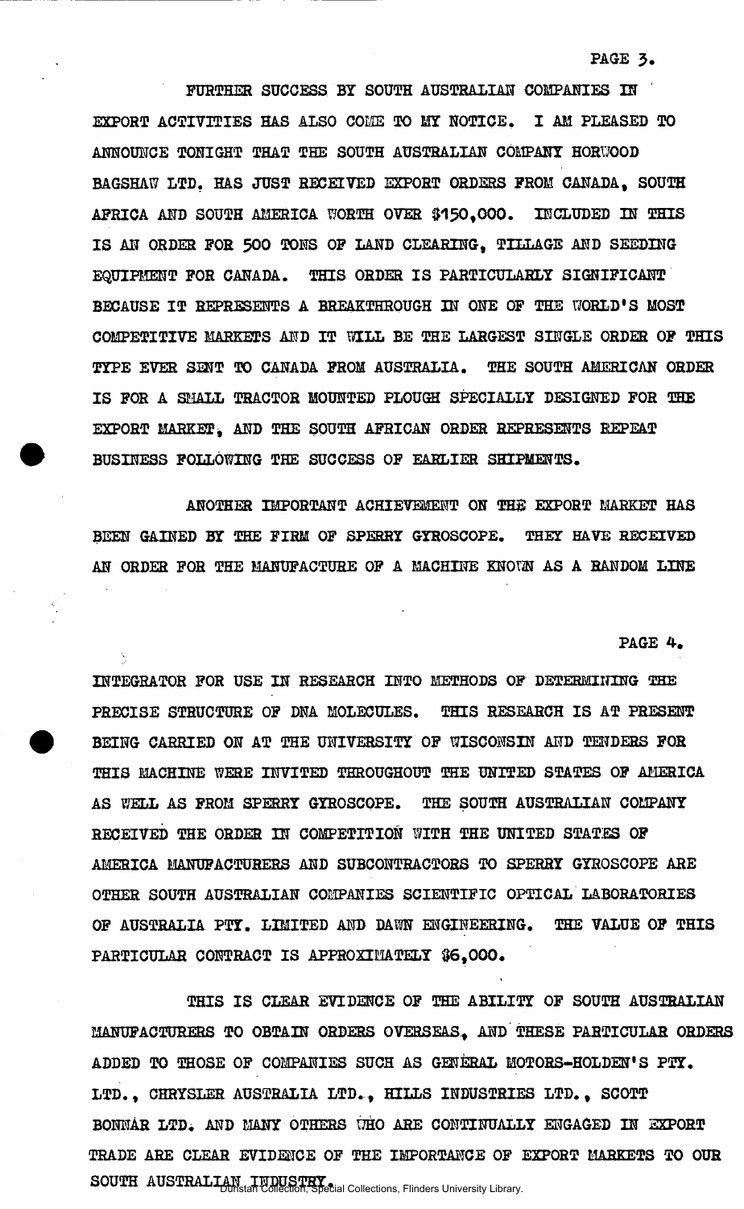FURTHER SUCCESS BY SOUTH AUSTRALIAN COMPANIES IN EXPORT ACTIVITIES HAS ALSO COME TO MY NOTICE. I AM PLEASED TO ANNOUNCE TONIGHT THAT THE SOUTH AUSTRALIAN COMPANY HORWOOD BAGSHAW LTD. HAS JUST RECEIVED EXPORT ORDERS FROM CANADA, SOUTH AFRICA AND SOUTH AMERICA WORTH OVER $150,000. INCLUDED IN THIS IS AN ORDER FOR 500 TONS OF LAND CLEARING, TILLAGE AND SEEDING EQUIPMENT FOR CANADA. THIS ORDER IS PARTICULARLY SIGNIFICANT BECAUSE IT REPRESENTS A BREAKTHROUGH IN ONE OF THE WORLD'S MOST COMPETITIVE MARKETS AND IT WILL BE THE LARGEST SINGLE ORDER OF THIS TYPE EVER SENT TO CANADA FROM AUSTRALIA. THE SOUTH AMERICAN ORDER IS FOR A SMALL TRACTOR MOUNTED PLOUGH SPECIALLY DESIGNED FOR THE EXPORT MARKET, AND THE SOUTH AFRICAN ORDER REPRESENTS REPEAT BUSINESS FOLLOWING THE SUCCESS OF EARLIER SHIPMENTS.

ANOTHER IMPORTANT ACHIEVEMENT ON THE EXPORT MARKET HAS BEEN GAINED BY THE FIRM OF SPERRY GYROSCOPE. THEY HAVE RECEIVED AN ORDER FOR THE MANUFACTURE OF A MACHINE KNOWN AS A RANDOM LINE INTEGRATOR FOR USE IN RESEARCH INTO METHODS OF DETERMINING THE PRECISE STRUCTURE OF DNA MOLECULES. THIS RESEARCH IS AT PRESENT BEING CARRIED ON AT THE UNIVERSITY OF WISCONSIN AND TENDERS FOR THIS MACHINE WERE INVITED THROUGHOUT THE UNITED STATES OF AMERICA AS WELL AS FROM SPERRY GYROSCOPE. THE SOUTH AUSTRALIAN COMPANY RECEIVED THE ORDER IN COMPETITION WITH THE UNITED STATES OF AMERICA MANUFACTURERS AND SUBCONTRACTORS TO SPERRY GYROSCOPE ARE OTHER SOUTH AUSTRALIAN COMPANIES SCIENTIFIC OPTICAL LABORATORIES OF AUSTRALIA PTY. LIMITED AND DAWN ENGINEERING. THE VALUE OF THIS PARTICULAR CONTRACT IS APPROXIMATELY $6,000.

THIS IS CLEAR EVIDENCE OF THE ABILITY OF SOUTH AUSTRALIAN MANUFACTURERS TO OBTAIN ORDERS OVERSEAS, AND THESE PARTICULAR ORDERS ADDED TO THOSE OF COMPANIES SUCH AS GENERAL MOTORS-HOLDEN'S PTY. LTD., CHRYSLER AUSTRALIA LTD., HILLS INDUSTRIES LTD., SCOTT BONNAR LTD. AND MANY OTHERS WHO ARE CONTINUALLY ENGAGED IN EXPORT TRADE ARE CLEAR EVIDENCE OF THE IMPORTANCE OF EXPORT MARKETS TO OUR SOUTH AUSTRALIAN INDUSTRY.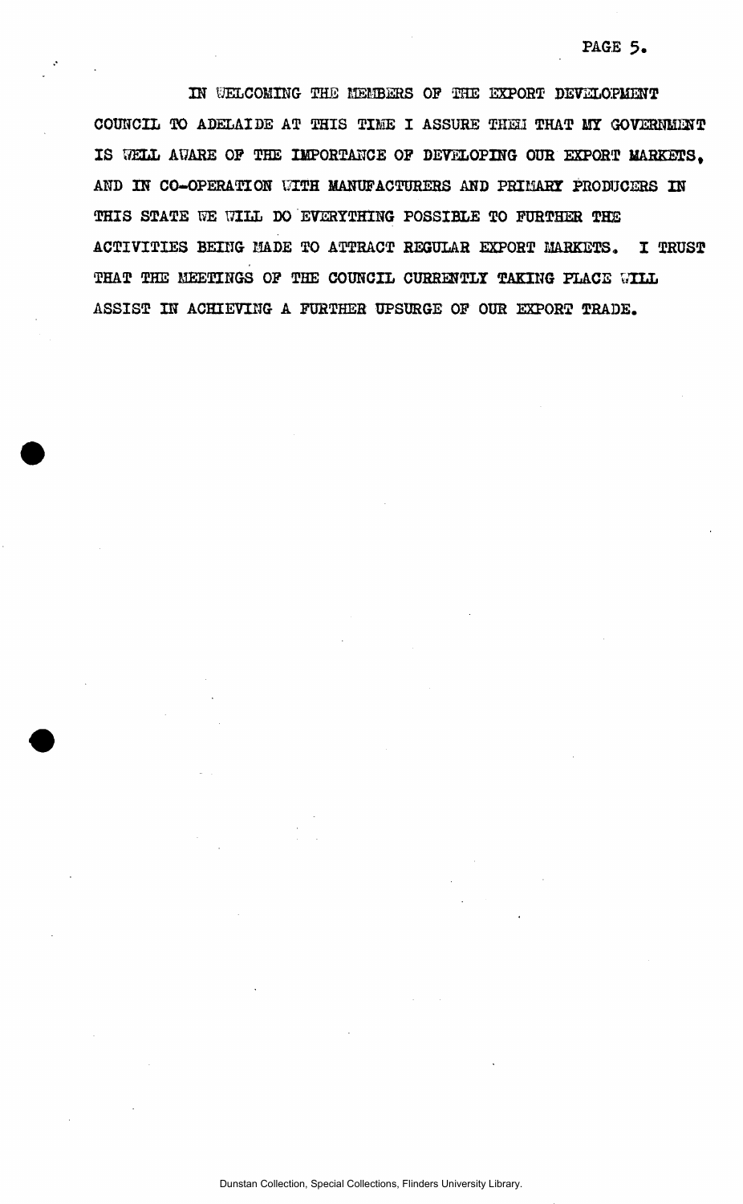IN WELCOMING THE MEMBERS OF THE EXPORT DEVELOPMENT COUNCIL TO ADELAIDE AT THIS TIME I ASSURE THEM THAT MY GOVERNMENT IS WELL AWARE OF THE IMPORTANCE OF DEVELOPING OUR EXPORT MARKETS, AND IN CO-OPERATION WITH MANUFACTURERS AND PRIMARY PRODUCERS IN THIS STATE WE WILL DO EVERYTHING POSSIBLE TO FURTHER THE ACTIVITIES BEING MADE TO ATTRACT REGULAR EXPORT MARKETS. I TRUST THAT THE MEETINGS OF THE COUNCIL CURRENTLY TAKING PLACE WILL ASSIST IN ACHIEVING A FURTHER UPSURGE OF OUR EXPORT TRADE.

Dunstan Collection, Special Collections, Flinders University Library.